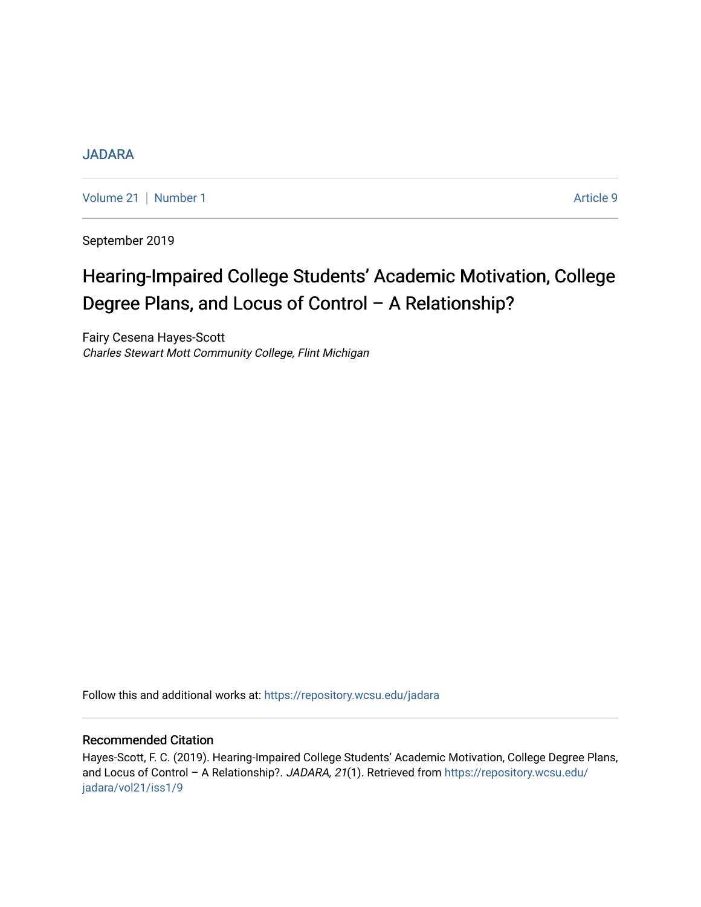JADARA

Volume 21 | Number 1 Article 9

September 2019

# Hearing-Impaired College Students' Academic Motivation, College Degree Plans, and Locus of Control – A Relationship?

Fairy Cesena Hayes-Scott
*Charles Stewart Mott Community College, Flint Michigan*

Follow this and additional works at: https://repository.wcsu.edu/jadara

## Recommended Citation

Hayes-Scott, F. C. (2019). Hearing-Impaired College Students' Academic Motivation, College Degree Plans, and Locus of Control – A Relationship?. *JADARA, 21*(1). Retrieved from https://repository.wcsu.edu/jadara/vol21/iss1/9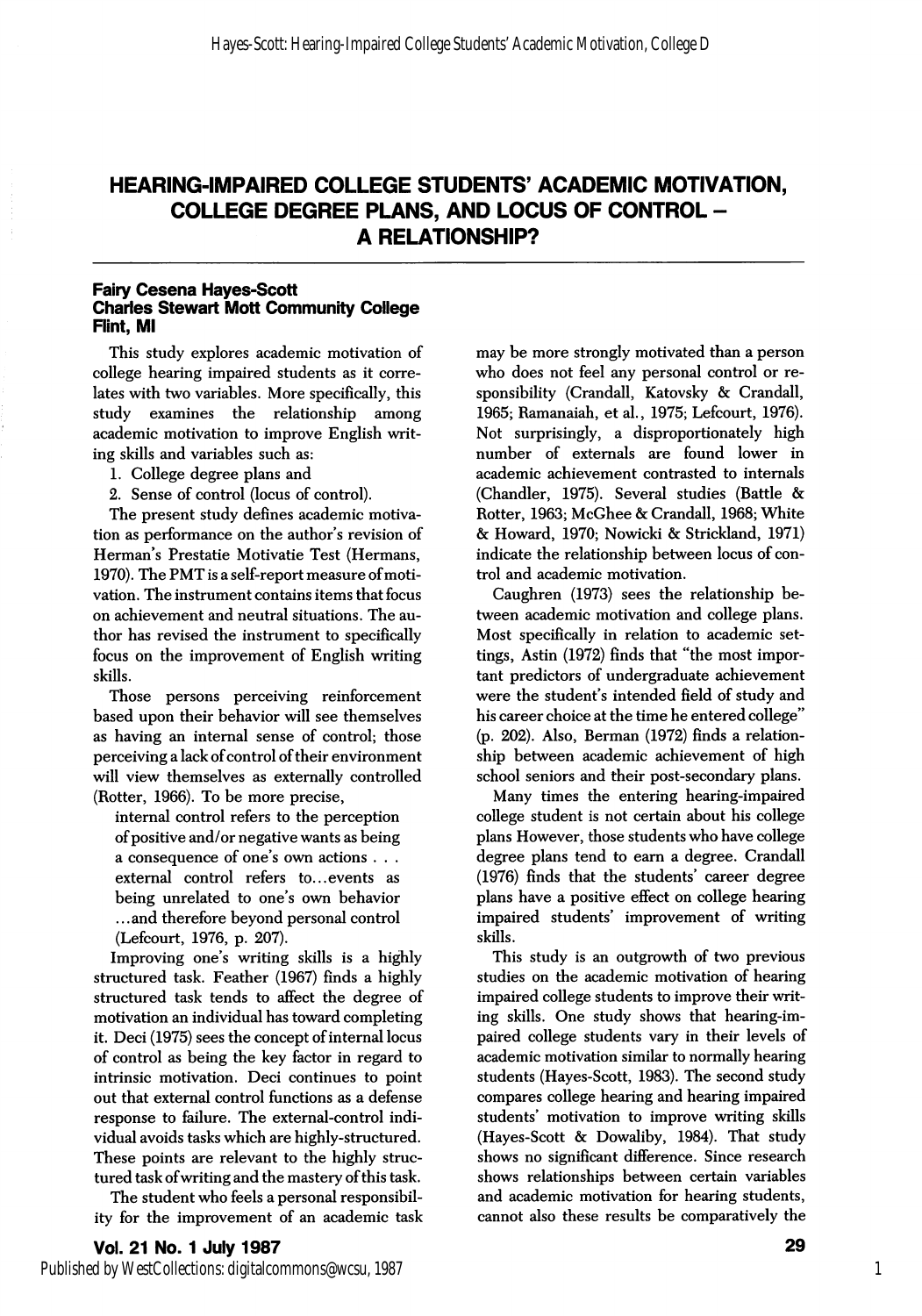# HEARING-IMPAIRED COLLEGE STUDENTS' ACADEMIC MOTIVATION, COLLEGE DEGREE PLANS, AND LOCUS OF CONTROL – A RELATIONSHIP?

**Fairy Cesena Hayes-Scott**
**Charles Stewart Mott Community College**
**Flint, MI**

This study explores academic motivation of college hearing impaired students as it correlates with two variables. More specifically, this study examines the relationship among academic motivation to improve English writing skills and variables such as:

1. College degree plans and
2. Sense of control (locus of control).

The present study defines academic motivation as performance on the author's revision of Herman's Prestatie Motivatie Test (Hermans, 1970). The PMT is a self-report measure of motivation. The instrument contains items that focus on achievement and neutral situations. The author has revised the instrument to specifically focus on the improvement of English writing skills.

Those persons perceiving reinforcement based upon their behavior will see themselves as having an internal sense of control; those perceiving a lack of control of their environment will view themselves as externally controlled (Rotter, 1966). To be more precise,

> internal control refers to the perception of positive and/or negative wants as being a consequence of one's own actions . . . external control refers to...events as being unrelated to one's own behavior ...and therefore beyond personal control (Lefcourt, 1976, p. 207).

Improving one's writing skills is a highly structured task. Feather (1967) finds a highly structured task tends to affect the degree of motivation an individual has toward completing it. Deci (1975) sees the concept of internal locus of control as being the key factor in regard to intrinsic motivation. Deci continues to point out that external control functions as a defense response to failure. The external-control individual avoids tasks which are highly-structured. These points are relevant to the highly structured task of writing and the mastery of this task.

The student who feels a personal responsibility for the improvement of an academic task may be more strongly motivated than a person who does not feel any personal control or responsibility (Crandall, Katovsky & Crandall, 1965; Ramanaiah, et al., 1975; Lefcourt, 1976). Not surprisingly, a disproportionately high number of externals are found lower in academic achievement contrasted to internals (Chandler, 1975). Several studies (Battle & Rotter, 1963; McGhee & Crandall, 1968; White & Howard, 1970; Nowicki & Strickland, 1971) indicate the relationship between locus of control and academic motivation.

Caughren (1973) sees the relationship between academic motivation and college plans. Most specifically in relation to academic settings, Astin (1972) finds that "the most important predictors of undergraduate achievement were the student's intended field of study and his career choice at the time he entered college" (p. 202). Also, Berman (1972) finds a relationship between academic achievement of high school seniors and their post-secondary plans.

Many times the entering hearing-impaired college student is not certain about his college plans However, those students who have college degree plans tend to earn a degree. Crandall (1976) finds that the students' career degree plans have a positive effect on college hearing impaired students' improvement of writing skills.

This study is an outgrowth of two previous studies on the academic motivation of hearing impaired college students to improve their writing skills. One study shows that hearing-impaired college students vary in their levels of academic motivation similar to normally hearing students (Hayes-Scott, 1983). The second study compares college hearing and hearing impaired students' motivation to improve writing skills (Hayes-Scott & Dowaliby, 1984). That study shows no significant difference. Since research shows relationships between certain variables and academic motivation for hearing students, cannot also these results be comparatively the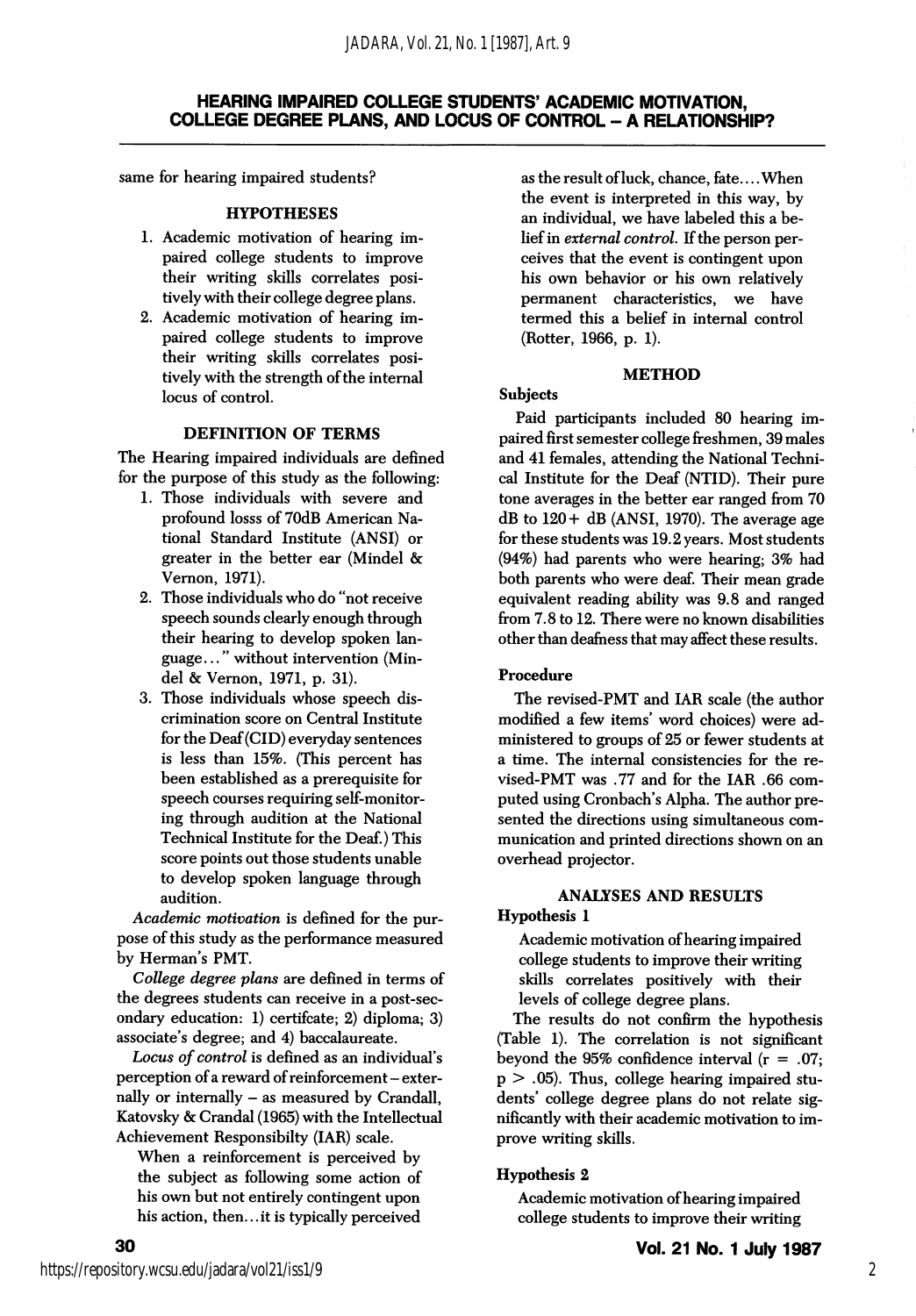same for hearing impaired students?

## HYPOTHESES

1. Academic motivation of hearing impaired college students to improve their writing skills correlates positively with their college degree plans.
2. Academic motivation of hearing impaired college students to improve their writing skills correlates positively with the strength of the internal locus of control.

## DEFINITION OF TERMS

The Hearing impaired individuals are defined for the purpose of this study as the following:

1. Those individuals with severe and profound losss of 70dB American National Standard Institute (ANSI) or greater in the better ear (Mindel & Vernon, 1971).
2. Those individuals who do "not receive speech sounds clearly enough through their hearing to develop spoken language..." without intervention (Mindel & Vernon, 1971, p. 31).
3. Those individuals whose speech discrimination score on Central Institute for the Deaf (CID) everyday sentences is less than 15%. (This percent has been established as a prerequisite for speech courses requiring self-monitoring through audition at the National Technical Institute for the Deaf.) This score points out those students unable to develop spoken language through audition.

*Academic motivation* is defined for the purpose of this study as the performance measured by Herman's PMT.

*College degree plans* are defined in terms of the degrees students can receive in a post-secondary education: 1) certifcate; 2) diploma; 3) associate's degree; and 4) baccalaureate.

*Locus of control* is defined as an individual's perception of a reward of reinforcement – externally or internally – as measured by Crandall, Katovsky & Crandal (1965) with the Intellectual Achievement Responsibilty (IAR) scale.

> When a reinforcement is perceived by the subject as following some action of his own but not entirely contingent upon his action, then...it is typically perceived as the result of luck, chance, fate.... When the event is interpreted in this way, by an individual, we have labeled this a belief in *external control*. If the person perceives that the event is contingent upon his own behavior or his own relatively permanent characteristics, we have termed this a belief in internal control (Rotter, 1966, p. 1).

## METHOD

### Subjects

Paid participants included 80 hearing impaired first semester college freshmen, 39 males and 41 females, attending the National Technical Institute for the Deaf (NTID). Their pure tone averages in the better ear ranged from 70 dB to 120+ dB (ANSI, 1970). The average age for these students was 19.2 years. Most students (94%) had parents who were hearing; 3% had both parents who were deaf. Their mean grade equivalent reading ability was 9.8 and ranged from 7.8 to 12. There were no known disabilities other than deafness that may affect these results.

### Procedure

The revised-PMT and IAR scale (the author modified a few items' word choices) were administered to groups of 25 or fewer students at a time. The internal consistencies for the revised-PMT was .77 and for the IAR .66 computed using Cronbach's Alpha. The author presented the directions using simultaneous communication and printed directions shown on an overhead projector.

## ANALYSES AND RESULTS

### Hypothesis 1

> Academic motivation of hearing impaired college students to improve their writing skills correlates positively with their levels of college degree plans.

The results do not confirm the hypothesis (Table 1). The correlation is not significant beyond the 95% confidence interval ($r = .07$; $p > .05$). Thus, college hearing impaired students' college degree plans do not relate significantly with their academic motivation to improve writing skills.

### Hypothesis 2

> Academic motivation of hearing impaired college students to improve their writing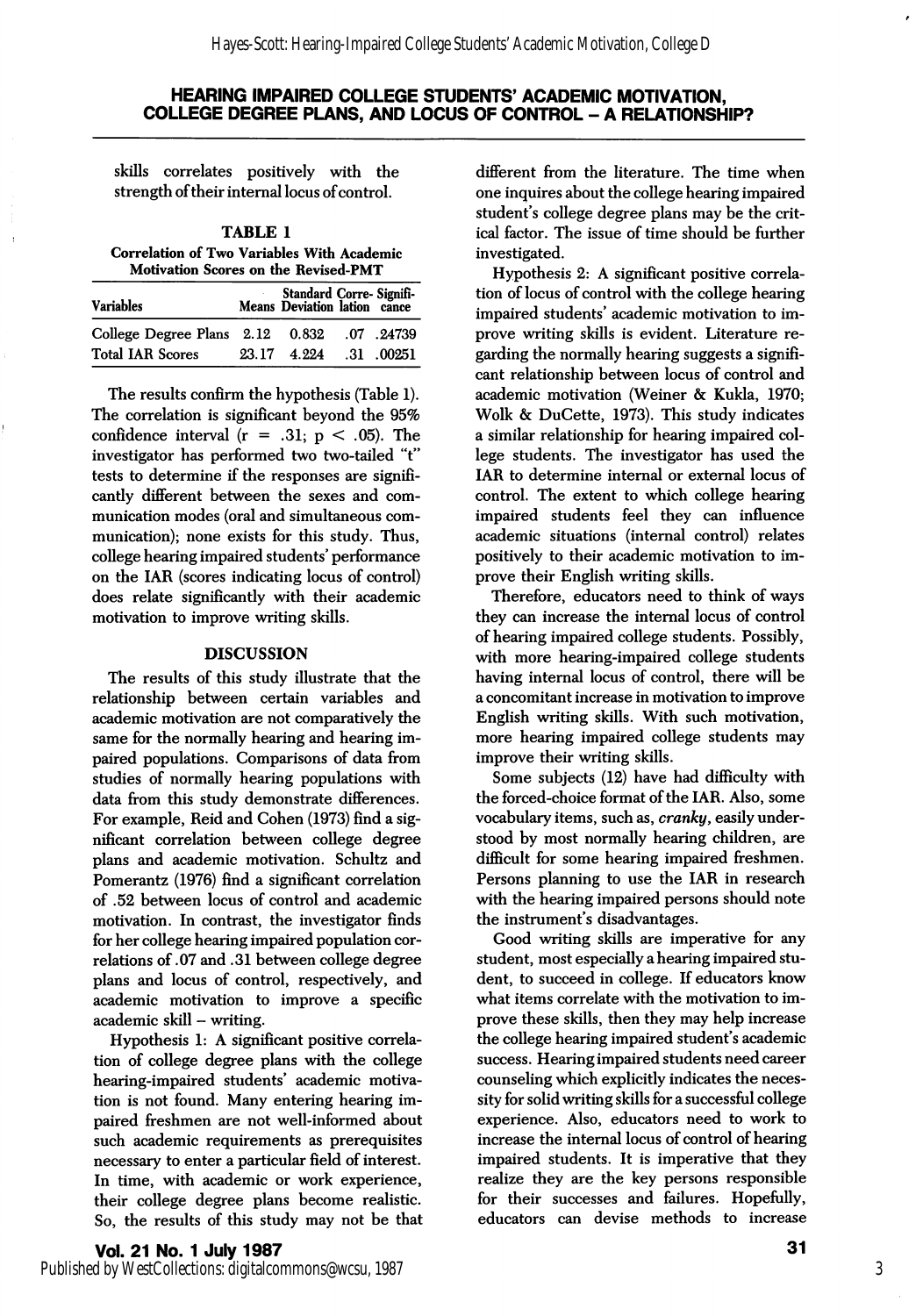skills correlates positively with the strength of their internal locus of control.

**TABLE 1**
**Correlation of Two Variables With Academic Motivation Scores on the Revised-PMT**

| Variables | Means | Standard Deviation | Correlation | Significance |
|---|---|---|---|---|
| College Degree Plans | 2.12 | 0.832 | .07 | .24739 |
| Total IAR Scores | 23.17 | 4.224 | .31 | .00251 |

The results confirm the hypothesis (Table 1). The correlation is significant beyond the 95% confidence interval ($r = .31$; $p < .05$). The investigator has performed two two-tailed "t" tests to determine if the responses are significantly different between the sexes and communication modes (oral and simultaneous communication); none exists for this study. Thus, college hearing impaired students' performance on the IAR (scores indicating locus of control) does relate significantly with their academic motivation to improve writing skills.

## DISCUSSION

The results of this study illustrate that the relationship between certain variables and academic motivation are not comparatively the same for the normally hearing and hearing impaired populations. Comparisons of data from studies of normally hearing populations with data from this study demonstrate differences. For example, Reid and Cohen (1973) find a significant correlation between college degree plans and academic motivation. Schultz and Pomerantz (1976) find a significant correlation of .52 between locus of control and academic motivation. In contrast, the investigator finds for her college hearing impaired population correlations of .07 and .31 between college degree plans and locus of control, respectively, and academic motivation to improve a specific academic skill – writing.

Hypothesis 1: A significant positive correlation of college degree plans with the college hearing-impaired students' academic motivation is not found. Many entering hearing impaired freshmen are not well-informed about such academic requirements as prerequisites necessary to enter a particular field of interest. In time, with academic or work experience, their college degree plans become realistic. So, the results of this study may not be that different from the literature. The time when one inquires about the college hearing impaired student's college degree plans may be the critical factor. The issue of time should be further investigated.

Hypothesis 2: A significant positive correlation of locus of control with the college hearing impaired students' academic motivation to improve writing skills is evident. Literature regarding the normally hearing suggests a significant relationship between locus of control and academic motivation (Weiner & Kukla, 1970; Wolk & DuCette, 1973). This study indicates a similar relationship for hearing impaired college students. The investigator has used the IAR to determine internal or external locus of control. The extent to which college hearing impaired students feel they can influence academic situations (internal control) relates positively to their academic motivation to improve their English writing skills.

Therefore, educators need to think of ways they can increase the internal locus of control of hearing impaired college students. Possibly, with more hearing-impaired college students having internal locus of control, there will be a concomitant increase in motivation to improve English writing skills. With such motivation, more hearing impaired college students may improve their writing skills.

Some subjects (12) have had difficulty with the forced-choice format of the IAR. Also, some vocabulary items, such as, *cranky*, easily understood by most normally hearing children, are difficult for some hearing impaired freshmen. Persons planning to use the IAR in research with the hearing impaired persons should note the instrument's disadvantages.

Good writing skills are imperative for any student, most especially a hearing impaired student, to succeed in college. If educators know what items correlate with the motivation to improve these skills, then they may help increase the college hearing impaired student's academic success. Hearing impaired students need career counseling which explicitly indicates the necessity for solid writing skills for a successful college experience. Also, educators need to work to increase the internal locus of control of hearing impaired students. It is imperative that they realize they are the key persons responsible for their successes and failures. Hopefully, educators can devise methods to increase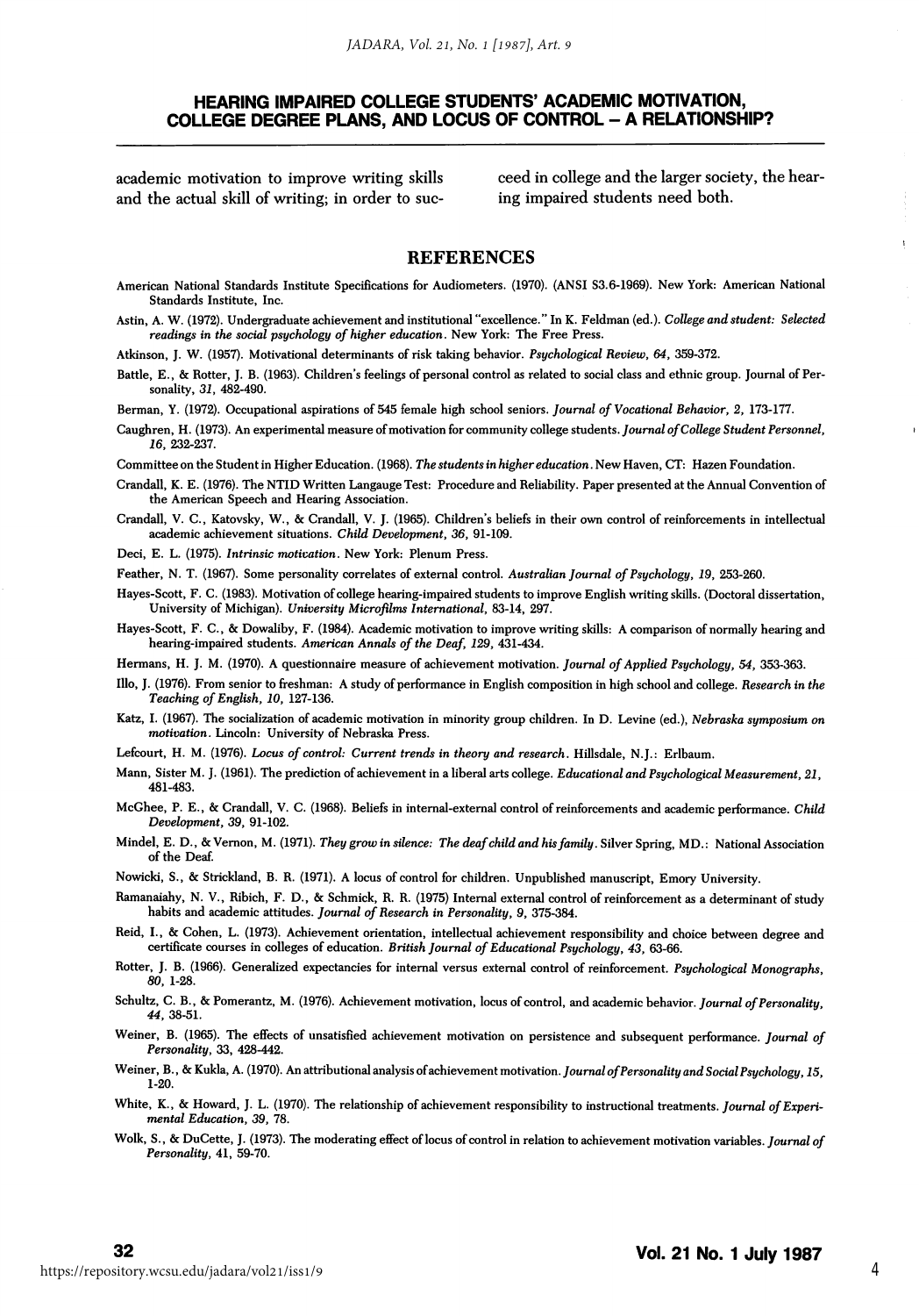academic motivation to improve writing skills and the actual skill of writing; in order to succeed in college and the larger society, the hearing impaired students need both.

## REFERENCES

American National Standards Institute Specifications for Audiometers. (1970). (ANSI S3.6-1969). New York: American National Standards Institute, Inc.

Astin, A. W. (1972). Undergraduate achievement and institutional "excellence." In K. Feldman (ed.). *College and student: Selected readings in the social psychology of higher education*. New York: The Free Press.

Atkinson, J. W. (1957). Motivational determinants of risk taking behavior. *Psychological Review, 64*, 359-372.

Battle, E., & Rotter, J. B. (1963). Children's feelings of personal control as related to social class and ethnic group. Journal of Personality, *31*, 482-490.

Berman, Y. (1972). Occupational aspirations of 545 female high school seniors. *Journal of Vocational Behavior, 2*, 173-177.

Caughren, H. (1973). An experimental measure of motivation for community college students. *Journal of College Student Personnel, 16*, 232-237.

Committee on the Student in Higher Education. (1968). *The students in higher education*. New Haven, CT: Hazen Foundation.

Crandall, K. E. (1976). The NTID Written Langauge Test: Procedure and Reliability. Paper presented at the Annual Convention of the American Speech and Hearing Association.

Crandall, V. C., Katovsky, W., & Crandall, V. J. (1965). Children's beliefs in their own control of reinforcements in intellectual academic achievement situations. *Child Development, 36*, 91-109.

Deci, E. L. (1975). *Intrinsic motivation*. New York: Plenum Press.

Feather, N. T. (1967). Some personality correlates of external control. *Australian Journal of Psychology, 19*, 253-260.

Hayes-Scott, F. C. (1983). Motivation of college hearing-impaired students to improve English writing skills. (Doctoral dissertation, University of Michigan). *University Microfilms International*, 83-14, 297.

Hayes-Scott, F. C., & Dowaliby, F. (1984). Academic motivation to improve writing skills: A comparison of normally hearing and hearing-impaired students. *American Annals of the Deaf, 129*, 431-434.

Hermans, H. J. M. (1970). A questionnaire measure of achievement motivation. *Journal of Applied Psychology, 54*, 353-363.

Illo, J. (1976). From senior to freshman: A study of performance in English composition in high school and college. *Research in the Teaching of English, 10*, 127-136.

Katz, I. (1967). The socialization of academic motivation in minority group children. In D. Levine (ed.), *Nebraska symposium on motivation*. Lincoln: University of Nebraska Press.

Lefcourt, H. M. (1976). *Locus of control: Current trends in theory and research*. Hillsdale, N.J.: Erlbaum.

Mann, Sister M. J. (1961). The prediction of achievement in a liberal arts college. *Educational and Psychological Measurement, 21*, 481-483.

McGhee, P. E., & Crandall, V. C. (1968). Beliefs in internal-external control of reinforcements and academic performance. *Child Development, 39*, 91-102.

Mindel, E. D., & Vernon, M. (1971). *They grow in silence: The deaf child and his family*. Silver Spring, MD.: National Association of the Deaf.

Nowicki, S., & Strickland, B. R. (1971). A locus of control for children. Unpublished manuscript, Emory University.

Ramanaiahy, N. V., Ribich, F. D., & Schmick, R. R. (1975) Internal external control of reinforcement as a determinant of study habits and academic attitudes. *Journal of Research in Personality, 9*, 375-384.

Reid, I., & Cohen, L. (1973). Achievement orientation, intellectual achievement responsibility and choice between degree and certificate courses in colleges of education. *British Journal of Educational Psychology, 43*, 63-66.

Rotter, J. B. (1966). Generalized expectancies for internal versus external control of reinforcement. *Psychological Monographs, 80*, 1-28.

Schultz, C. B., & Pomerantz, M. (1976). Achievement motivation, locus of control, and academic behavior. *Journal of Personality, 44*, 38-51.

Weiner, B. (1965). The effects of unsatisfied achievement motivation on persistence and subsequent performance. *Journal of Personality*, 33, 428-442.

Weiner, B., & Kukla, A. (1970). An attributional analysis of achievement motivation. *Journal of Personality and Social Psychology, 15*, 1-20.

White, K., & Howard, J. L. (1970). The relationship of achievement responsibility to instructional treatments. *Journal of Experimental Education, 39*, 78.

Wolk, S., & DuCette, J. (1973). The moderating effect of locus of control in relation to achievement motivation variables. *Journal of Personality*, 41, 59-70.